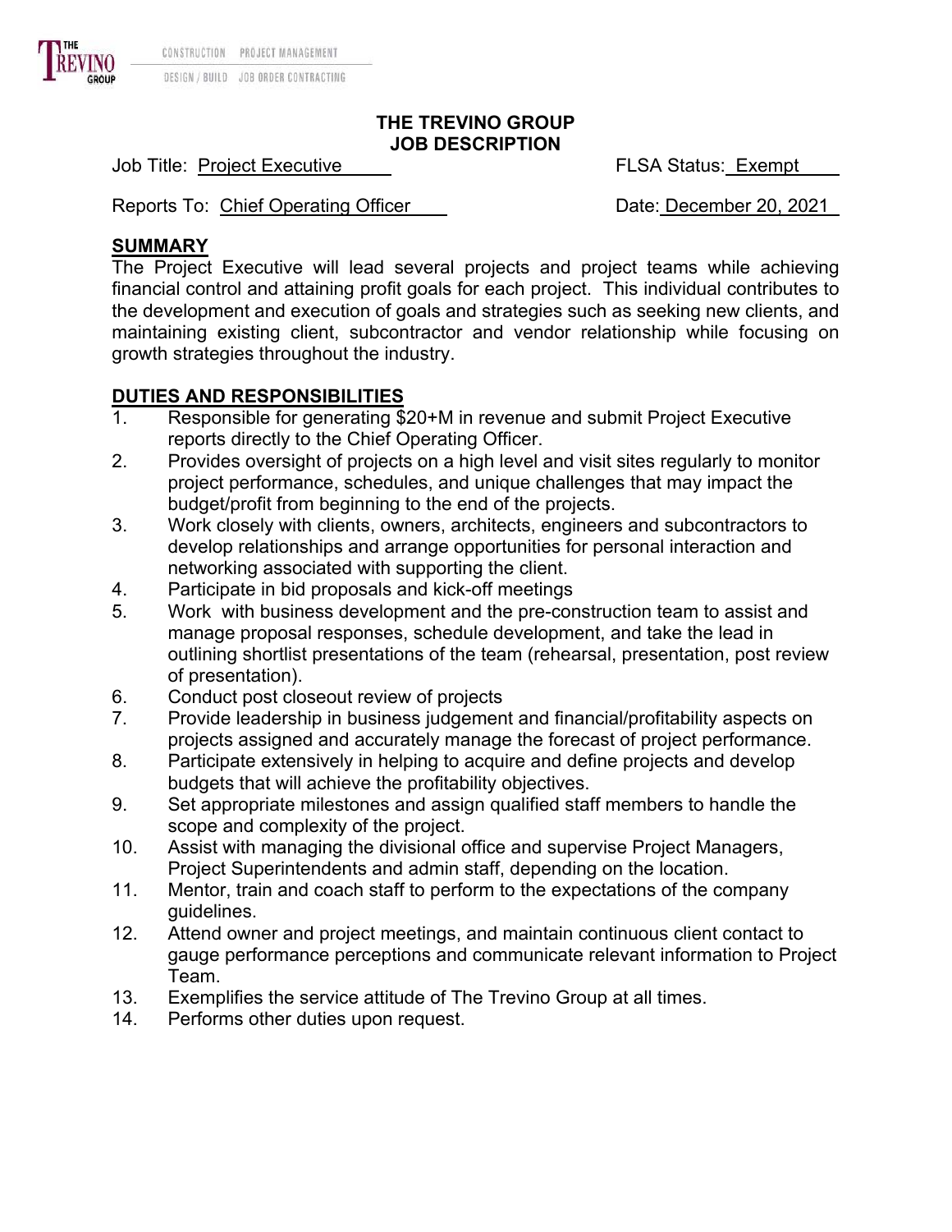THE TREVINO GROUP

CONSTRUCTION PROJECT MANAGEMENT
DESIGN / BUILD JOB ORDER CONTRACTING

# THE TREVINO GROUP
# JOB DESCRIPTION

Job Title: Project Executive FLSA Status: Exempt

Reports To: Chief Operating Officer Date: December 20, 2021

## SUMMARY

The Project Executive will lead several projects and project teams while achieving financial control and attaining profit goals for each project. This individual contributes to the development and execution of goals and strategies such as seeking new clients, and maintaining existing client, subcontractor and vendor relationship while focusing on growth strategies throughout the industry.

## DUTIES AND RESPONSIBILITIES

1. Responsible for generating $20+M in revenue and submit Project Executive reports directly to the Chief Operating Officer.
2. Provides oversight of projects on a high level and visit sites regularly to monitor project performance, schedules, and unique challenges that may impact the budget/profit from beginning to the end of the projects.
3. Work closely with clients, owners, architects, engineers and subcontractors to develop relationships and arrange opportunities for personal interaction and networking associated with supporting the client.
4. Participate in bid proposals and kick-off meetings
5. Work with business development and the pre-construction team to assist and manage proposal responses, schedule development, and take the lead in outlining shortlist presentations of the team (rehearsal, presentation, post review of presentation).
6. Conduct post closeout review of projects
7. Provide leadership in business judgement and financial/profitability aspects on projects assigned and accurately manage the forecast of project performance.
8. Participate extensively in helping to acquire and define projects and develop budgets that will achieve the profitability objectives.
9. Set appropriate milestones and assign qualified staff members to handle the scope and complexity of the project.
10. Assist with managing the divisional office and supervise Project Managers, Project Superintendents and admin staff, depending on the location.
11. Mentor, train and coach staff to perform to the expectations of the company guidelines.
12. Attend owner and project meetings, and maintain continuous client contact to gauge performance perceptions and communicate relevant information to Project Team.
13. Exemplifies the service attitude of The Trevino Group at all times.
14. Performs other duties upon request.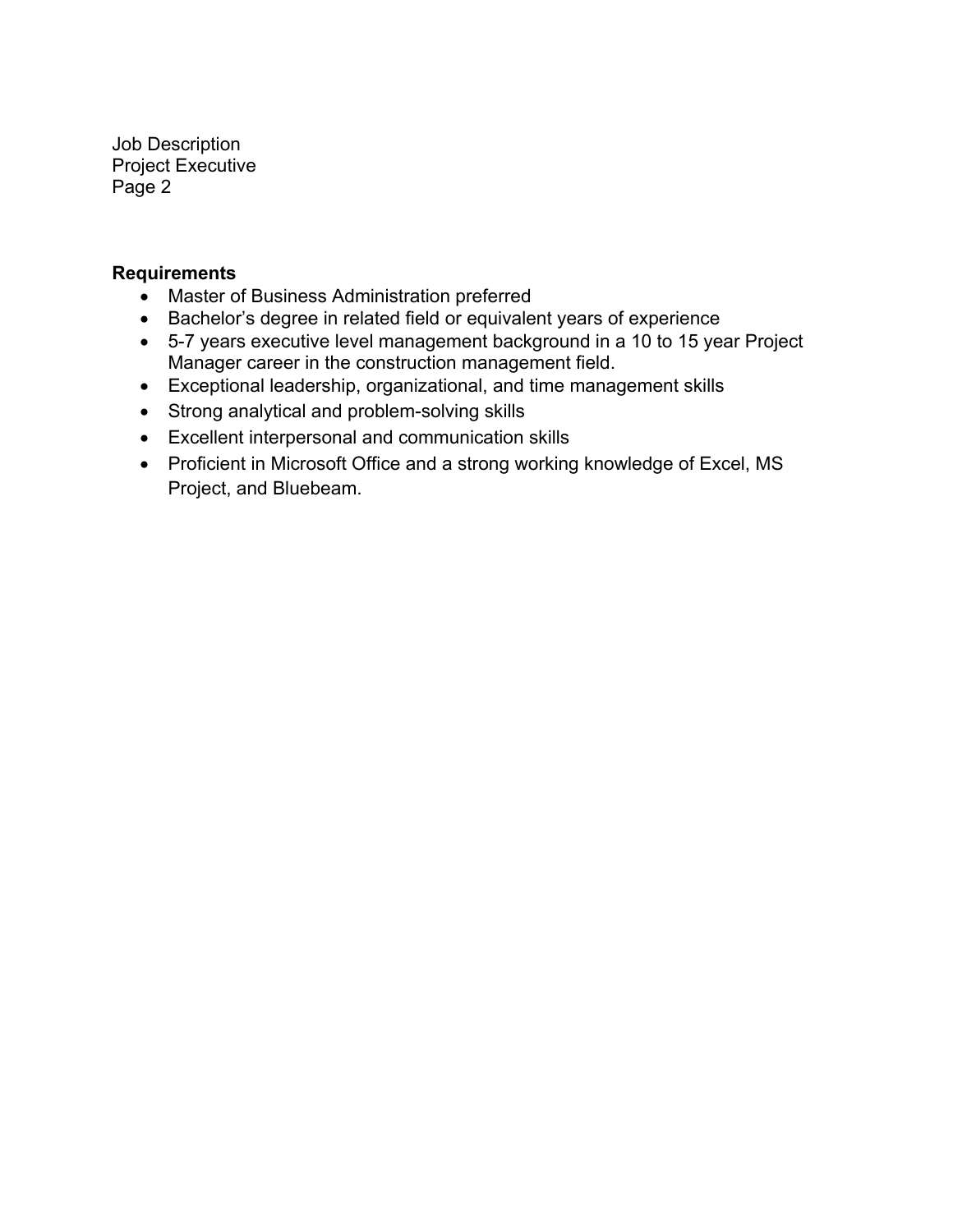**Requirements**

- Master of Business Administration preferred
- Bachelor's degree in related field or equivalent years of experience
- 5-7 years executive level management background in a 10 to 15 year Project Manager career in the construction management field.
- Exceptional leadership, organizational, and time management skills
- Strong analytical and problem-solving skills
- Excellent interpersonal and communication skills
- Proficient in Microsoft Office and a strong working knowledge of Excel, MS Project, and Bluebeam.